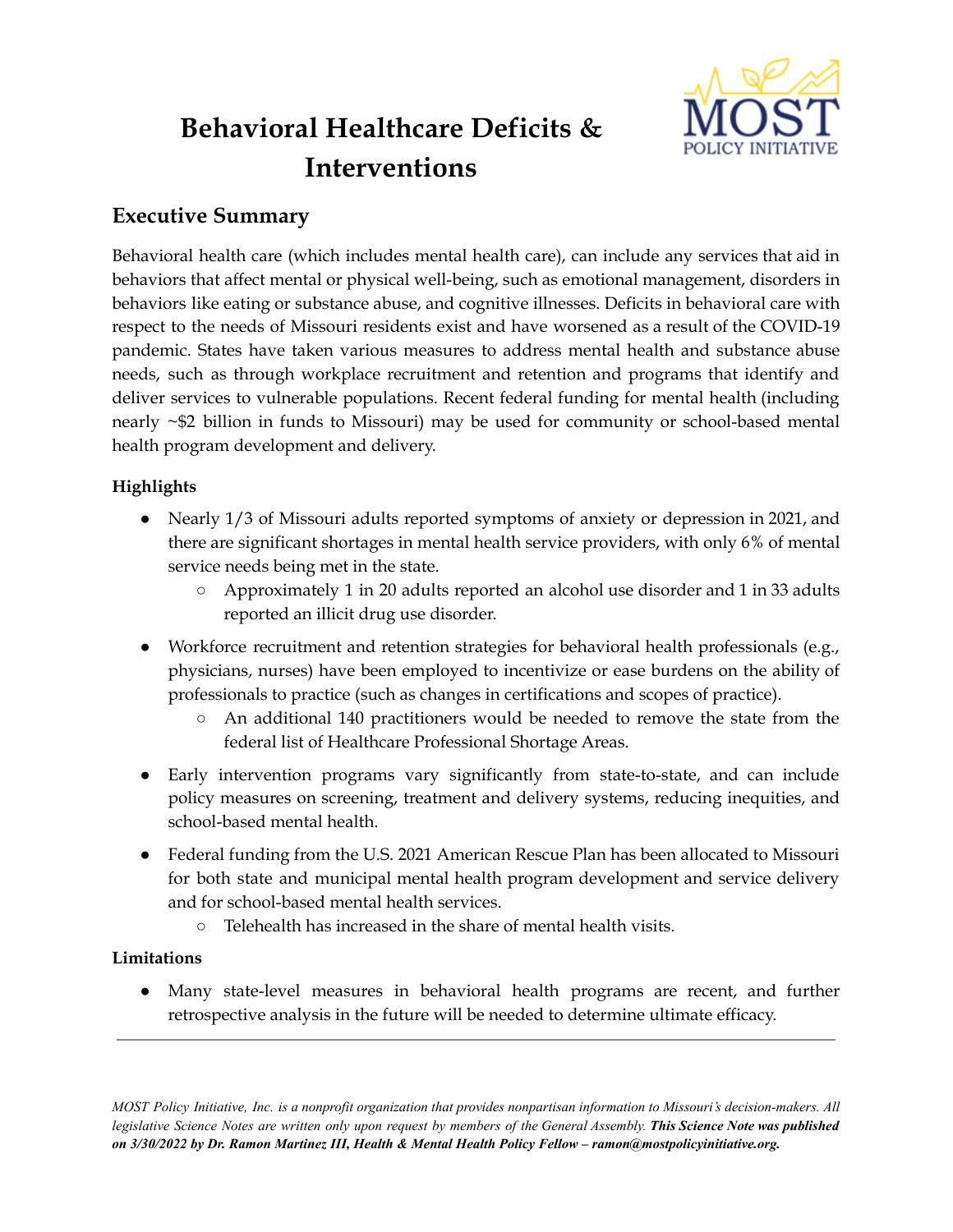# Behavioral Healthcare Deficits & Interventions

## Executive Summary

Behavioral health care (which includes mental health care), can include any services that aid in behaviors that affect mental or physical well-being, such as emotional management, disorders in behaviors like eating or substance abuse, and cognitive illnesses. Deficits in behavioral care with respect to the needs of Missouri residents exist and have worsened as a result of the COVID-19 pandemic. States have taken various measures to address mental health and substance abuse needs, such as through workplace recruitment and retention and programs that identify and deliver services to vulnerable populations. Recent federal funding for mental health (including nearly ~$2 billion in funds to Missouri) may be used for community or school-based mental health program development and delivery.

### Highlights

- Nearly 1/3 of Missouri adults reported symptoms of anxiety or depression in 2021, and there are significant shortages in mental health service providers, with only 6% of mental service needs being met in the state.
  - Approximately 1 in 20 adults reported an alcohol use disorder and 1 in 33 adults reported an illicit drug use disorder.
- Workforce recruitment and retention strategies for behavioral health professionals (e.g., physicians, nurses) have been employed to incentivize or ease burdens on the ability of professionals to practice (such as changes in certifications and scopes of practice).
  - An additional 140 practitioners would be needed to remove the state from the federal list of Healthcare Professional Shortage Areas.
- Early intervention programs vary significantly from state-to-state, and can include policy measures on screening, treatment and delivery systems, reducing inequities, and school-based mental health.
- Federal funding from the U.S. 2021 American Rescue Plan has been allocated to Missouri for both state and municipal mental health program development and service delivery and for school-based mental health services.
  - Telehealth has increased in the share of mental health visits.

### Limitations

- Many state-level measures in behavioral health programs are recent, and further retrospective analysis in the future will be needed to determine ultimate efficacy.

---

*MOST Policy Initiative, Inc. is a nonprofit organization that provides nonpartisan information to Missouri's decision-makers. All legislative Science Notes are written only upon request by members of the General Assembly.* ***This Science Note was published on 3/30/2022 by Dr. Ramon Martinez III, Health & Mental Health Policy Fellow – ramon@mostpolicyinitiative.org.***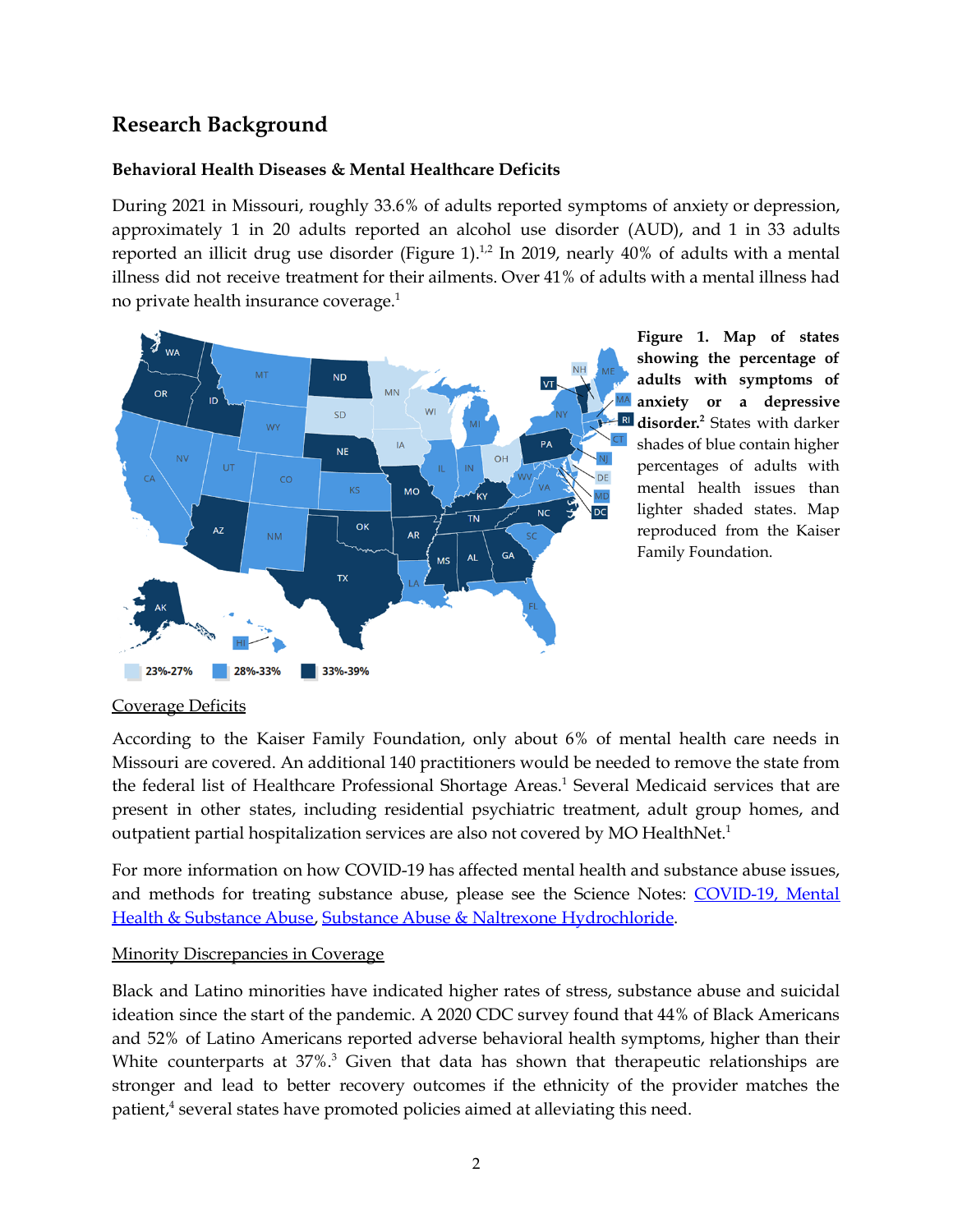## Research Background

### Behavioral Health Diseases & Mental Healthcare Deficits

During 2021 in Missouri, roughly 33.6% of adults reported symptoms of anxiety or depression, approximately 1 in 20 adults reported an alcohol use disorder (AUD), and 1 in 33 adults reported an illicit drug use disorder (Figure 1).[1,2] In 2019, nearly 40% of adults with a mental illness did not receive treatment for their ailments. Over 41% of adults with a mental illness had no private health insurance coverage.[1]

**Figure 1. Map of states showing the percentage of adults with symptoms of anxiety or a depressive disorder.**[2] States with darker shades of blue contain higher percentages of adults with mental health issues than lighter shaded states. Map reproduced from the Kaiser Family Foundation.

Coverage Deficits

According to the Kaiser Family Foundation, only about 6% of mental health care needs in Missouri are covered. An additional 140 practitioners would be needed to remove the state from the federal list of Healthcare Professional Shortage Areas.[1] Several Medicaid services that are present in other states, including residential psychiatric treatment, adult group homes, and outpatient partial hospitalization services are also not covered by MO HealthNet.[1]

For more information on how COVID-19 has affected mental health and substance abuse issues, and methods for treating substance abuse, please see the Science Notes: [COVID-19, Mental Health & Substance Abuse](), [Substance Abuse & Naltrexone Hydrochloride]().

Minority Discrepancies in Coverage

Black and Latino minorities have indicated higher rates of stress, substance abuse and suicidal ideation since the start of the pandemic. A 2020 CDC survey found that 44% of Black Americans and 52% of Latino Americans reported adverse behavioral health symptoms, higher than their White counterparts at 37%.[3] Given that data has shown that therapeutic relationships are stronger and lead to better recovery outcomes if the ethnicity of the provider matches the patient,[4] several states have promoted policies aimed at alleviating this need.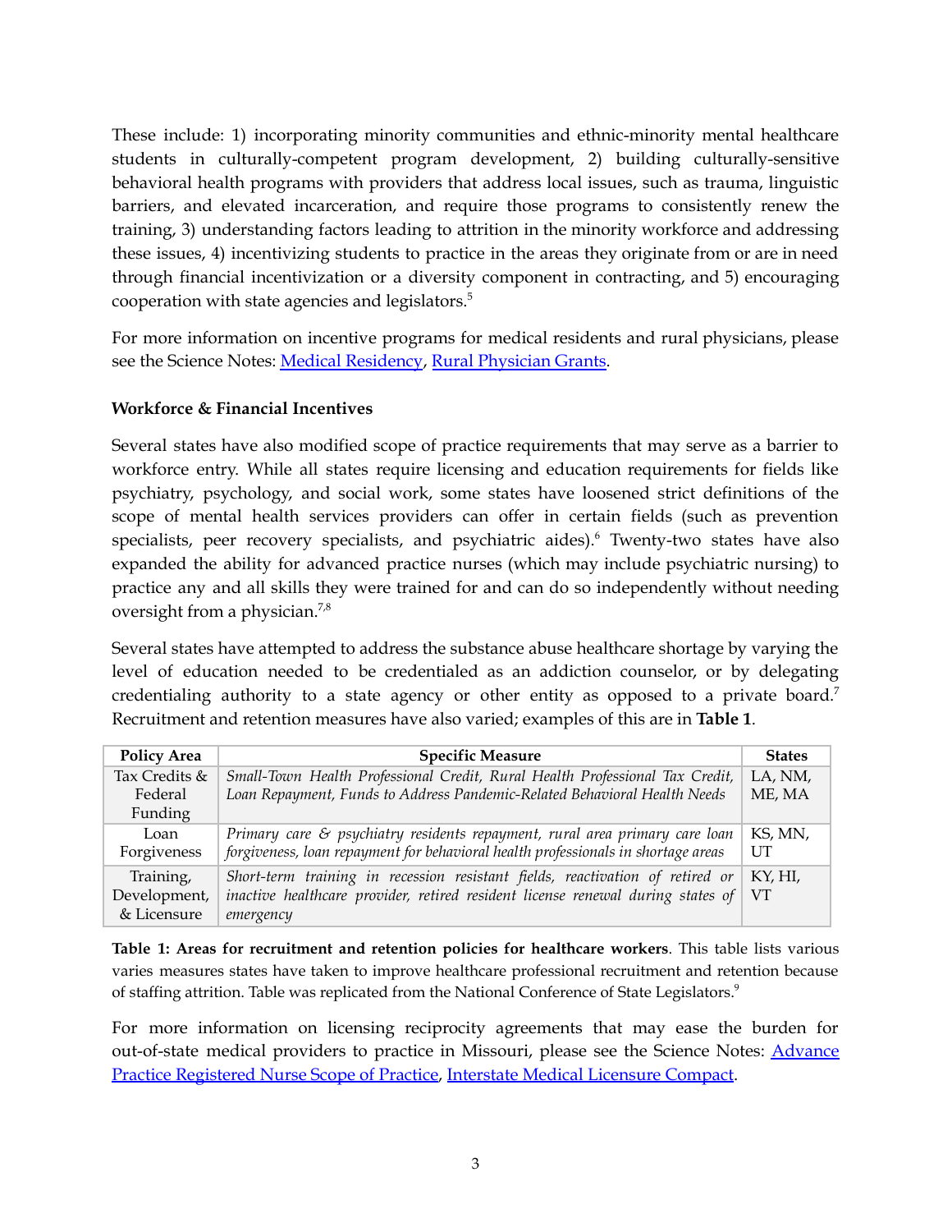These include: 1) incorporating minority communities and ethnic-minority mental healthcare students in culturally-competent program development, 2) building culturally-sensitive behavioral health programs with providers that address local issues, such as trauma, linguistic barriers, and elevated incarceration, and require those programs to consistently renew the training, 3) understanding factors leading to attrition in the minority workforce and addressing these issues, 4) incentivizing students to practice in the areas they originate from or are in need through financial incentivization or a diversity component in contracting, and 5) encouraging cooperation with state agencies and legislators.[5]

For more information on incentive programs for medical residents and rural physicians, please see the Science Notes: Medical Residency, Rural Physician Grants.

**Workforce & Financial Incentives**

Several states have also modified scope of practice requirements that may serve as a barrier to workforce entry. While all states require licensing and education requirements for fields like psychiatry, psychology, and social work, some states have loosened strict definitions of the scope of mental health services providers can offer in certain fields (such as prevention specialists, peer recovery specialists, and psychiatric aides).[6] Twenty-two states have also expanded the ability for advanced practice nurses (which may include psychiatric nursing) to practice any and all skills they were trained for and can do so independently without needing oversight from a physician.[7,8]

Several states have attempted to address the substance abuse healthcare shortage by varying the level of education needed to be credentialed as an addiction counselor, or by delegating credentialing authority to a state agency or other entity as opposed to a private board.[7] Recruitment and retention measures have also varied; examples of this are in **Table 1**.

| Policy Area | Specific Measure | States |
|---|---|---|
| Tax Credits & Federal Funding | *Small-Town Health Professional Credit, Rural Health Professional Tax Credit, Loan Repayment, Funds to Address Pandemic-Related Behavioral Health Needs* | LA, NM, ME, MA |
| Loan Forgiveness | *Primary care & psychiatry residents repayment, rural area primary care loan forgiveness, loan repayment for behavioral health professionals in shortage areas* | KS, MN, UT |
| Training, Development, & Licensure | *Short-term training in recession resistant fields, reactivation of retired or inactive healthcare provider, retired resident license renewal during states of emergency* | KY, HI, VT |

**Table 1: Areas for recruitment and retention policies for healthcare workers**. This table lists various varies measures states have taken to improve healthcare professional recruitment and retention because of staffing attrition. Table was replicated from the National Conference of State Legislators.[9]

For more information on licensing reciprocity agreements that may ease the burden for out-of-state medical providers to practice in Missouri, please see the Science Notes: Advance Practice Registered Nurse Scope of Practice, Interstate Medical Licensure Compact.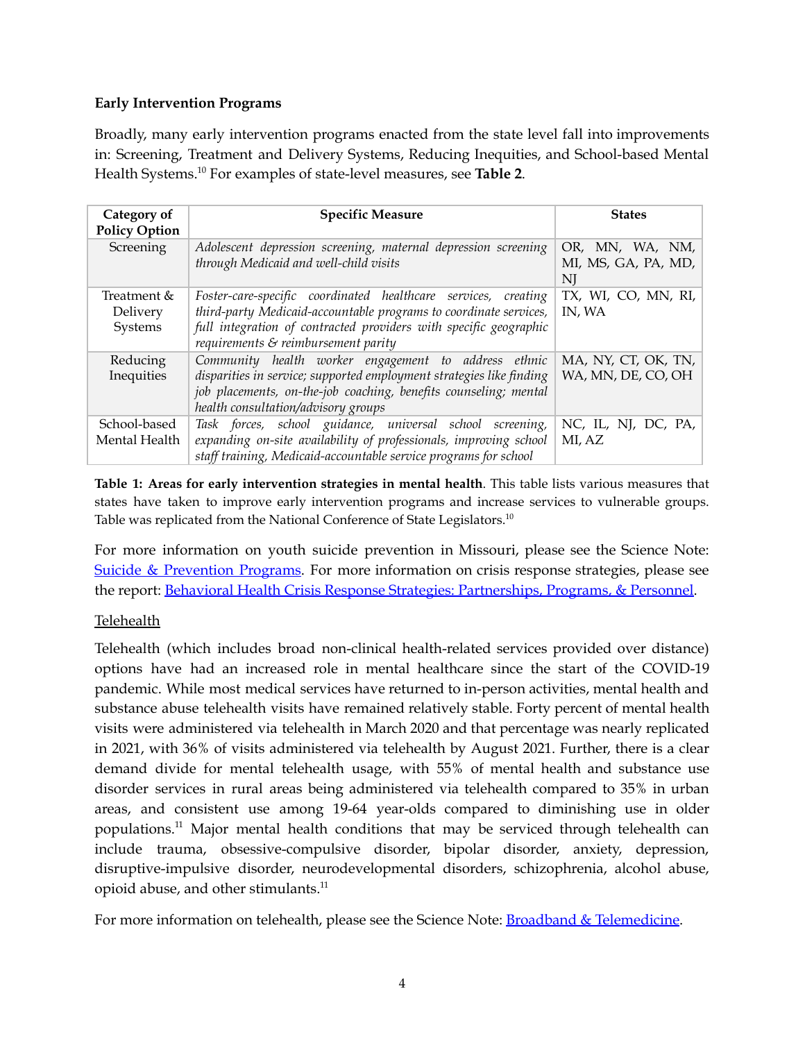**Early Intervention Programs**

Broadly, many early intervention programs enacted from the state level fall into improvements in: Screening, Treatment and Delivery Systems, Reducing Inequities, and School-based Mental Health Systems.[10] For examples of state-level measures, see **Table 2**.

| Category of Policy Option | Specific Measure | States |
|---|---|---|
| Screening | *Adolescent depression screening, maternal depression screening through Medicaid and well-child visits* | OR, MN, WA, NM, MI, MS, GA, PA, MD, NJ |
| Treatment & Delivery Systems | *Foster-care-specific coordinated healthcare services, creating third-party Medicaid-accountable programs to coordinate services, full integration of contracted providers with specific geographic requirements & reimbursement parity* | TX, WI, CO, MN, RI, IN, WA |
| Reducing Inequities | *Community health worker engagement to address ethnic disparities in service; supported employment strategies like finding job placements, on-the-job coaching, benefits counseling; mental health consultation/advisory groups* | MA, NY, CT, OK, TN, WA, MN, DE, CO, OH |
| School-based Mental Health | *Task forces, school guidance, universal school screening, expanding on-site availability of professionals, improving school staff training, Medicaid-accountable service programs for school* | NC, IL, NJ, DC, PA, MI, AZ |

**Table 1: Areas for early intervention strategies in mental health**. This table lists various measures that states have taken to improve early intervention programs and increase services to vulnerable groups. Table was replicated from the National Conference of State Legislators.[10]

For more information on youth suicide prevention in Missouri, please see the Science Note: Suicide & Prevention Programs. For more information on crisis response strategies, please see the report: Behavioral Health Crisis Response Strategies: Partnerships, Programs, & Personnel.

Telehealth

Telehealth (which includes broad non-clinical health-related services provided over distance) options have had an increased role in mental healthcare since the start of the COVID-19 pandemic. While most medical services have returned to in-person activities, mental health and substance abuse telehealth visits have remained relatively stable. Forty percent of mental health visits were administered via telehealth in March 2020 and that percentage was nearly replicated in 2021, with 36% of visits administered via telehealth by August 2021. Further, there is a clear demand divide for mental telehealth usage, with 55% of mental health and substance use disorder services in rural areas being administered via telehealth compared to 35% in urban areas, and consistent use among 19-64 year-olds compared to diminishing use in older populations.[11] Major mental health conditions that may be serviced through telehealth can include trauma, obsessive-compulsive disorder, bipolar disorder, anxiety, depression, disruptive-impulsive disorder, neurodevelopmental disorders, schizophrenia, alcohol abuse, opioid abuse, and other stimulants.[11]

For more information on telehealth, please see the Science Note: Broadband & Telemedicine.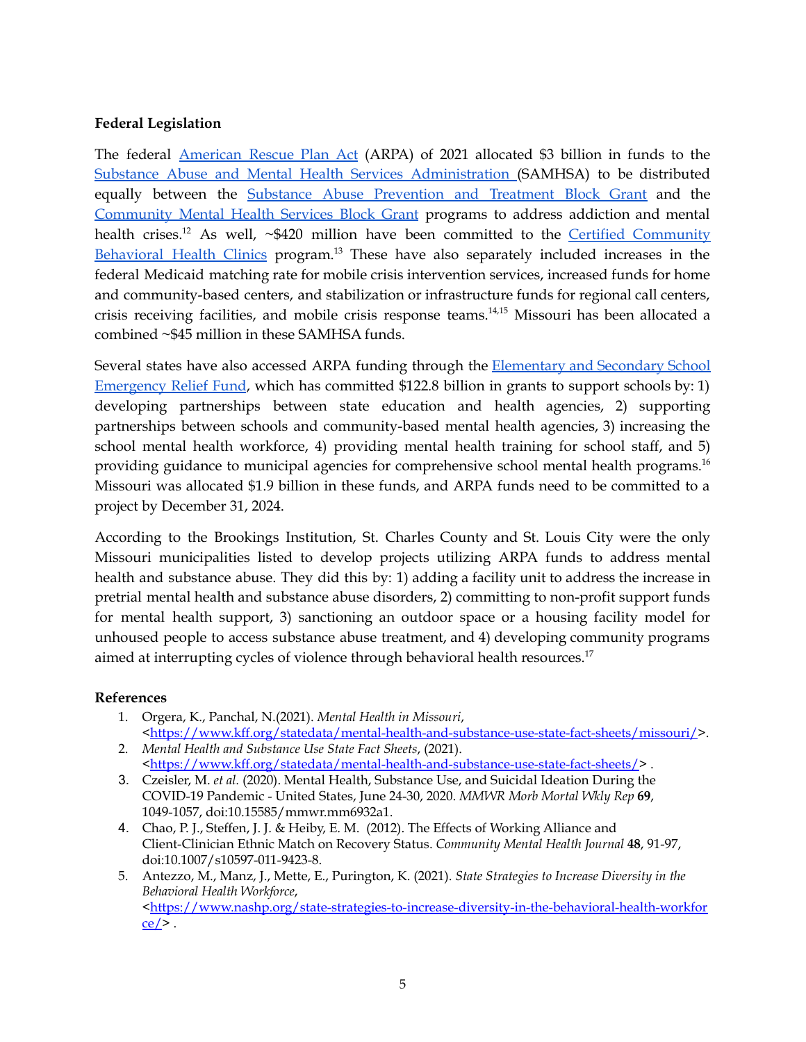**Federal Legislation**

The federal American Rescue Plan Act (ARPA) of 2021 allocated $3 billion in funds to the Substance Abuse and Mental Health Services Administration (SAMHSA) to be distributed equally between the Substance Abuse Prevention and Treatment Block Grant and the Community Mental Health Services Block Grant programs to address addiction and mental health crises.[12] As well, ~$420 million have been committed to the Certified Community Behavioral Health Clinics program.[13] These have also separately included increases in the federal Medicaid matching rate for mobile crisis intervention services, increased funds for home and community-based centers, and stabilization or infrastructure funds for regional call centers, crisis receiving facilities, and mobile crisis response teams.[14,15] Missouri has been allocated a combined ~$45 million in these SAMHSA funds.

Several states have also accessed ARPA funding through the Elementary and Secondary School Emergency Relief Fund, which has committed $122.8 billion in grants to support schools by: 1) developing partnerships between state education and health agencies, 2) supporting partnerships between schools and community-based mental health agencies, 3) increasing the school mental health workforce, 4) providing mental health training for school staff, and 5) providing guidance to municipal agencies for comprehensive school mental health programs.[16] Missouri was allocated $1.9 billion in these funds, and ARPA funds need to be committed to a project by December 31, 2024.

According to the Brookings Institution, St. Charles County and St. Louis City were the only Missouri municipalities listed to develop projects utilizing ARPA funds to address mental health and substance abuse. They did this by: 1) adding a facility unit to address the increase in pretrial mental health and substance abuse disorders, 2) committing to non-profit support funds for mental health support, 3) sanctioning an outdoor space or a housing facility model for unhoused people to access substance abuse treatment, and 4) developing community programs aimed at interrupting cycles of violence through behavioral health resources.[17]

**References**

1. Orgera, K., Panchal, N.(2021). *Mental Health in Missouri*, <https://www.kff.org/statedata/mental-health-and-substance-use-state-fact-sheets/missouri/>.
2. *Mental Health and Substance Use State Fact Sheets*, (2021). <https://www.kff.org/statedata/mental-health-and-substance-use-state-fact-sheets/> .
3. Czeisler, M. *et al.* (2020). Mental Health, Substance Use, and Suicidal Ideation During the COVID-19 Pandemic - United States, June 24-30, 2020. *MMWR Morb Mortal Wkly Rep* **69**, 1049-1057, doi:10.15585/mmwr.mm6932a1.
4. Chao, P. J., Steffen, J. J. & Heiby, E. M. (2012). The Effects of Working Alliance and Client-Clinician Ethnic Match on Recovery Status. *Community Mental Health Journal* **48**, 91-97, doi:10.1007/s10597-011-9423-8.
5. Antezzo, M., Manz, J., Mette, E., Purington, K. (2021). *State Strategies to Increase Diversity in the Behavioral Health Workforce*, <https://www.nashp.org/state-strategies-to-increase-diversity-in-the-behavioral-health-workforce/> .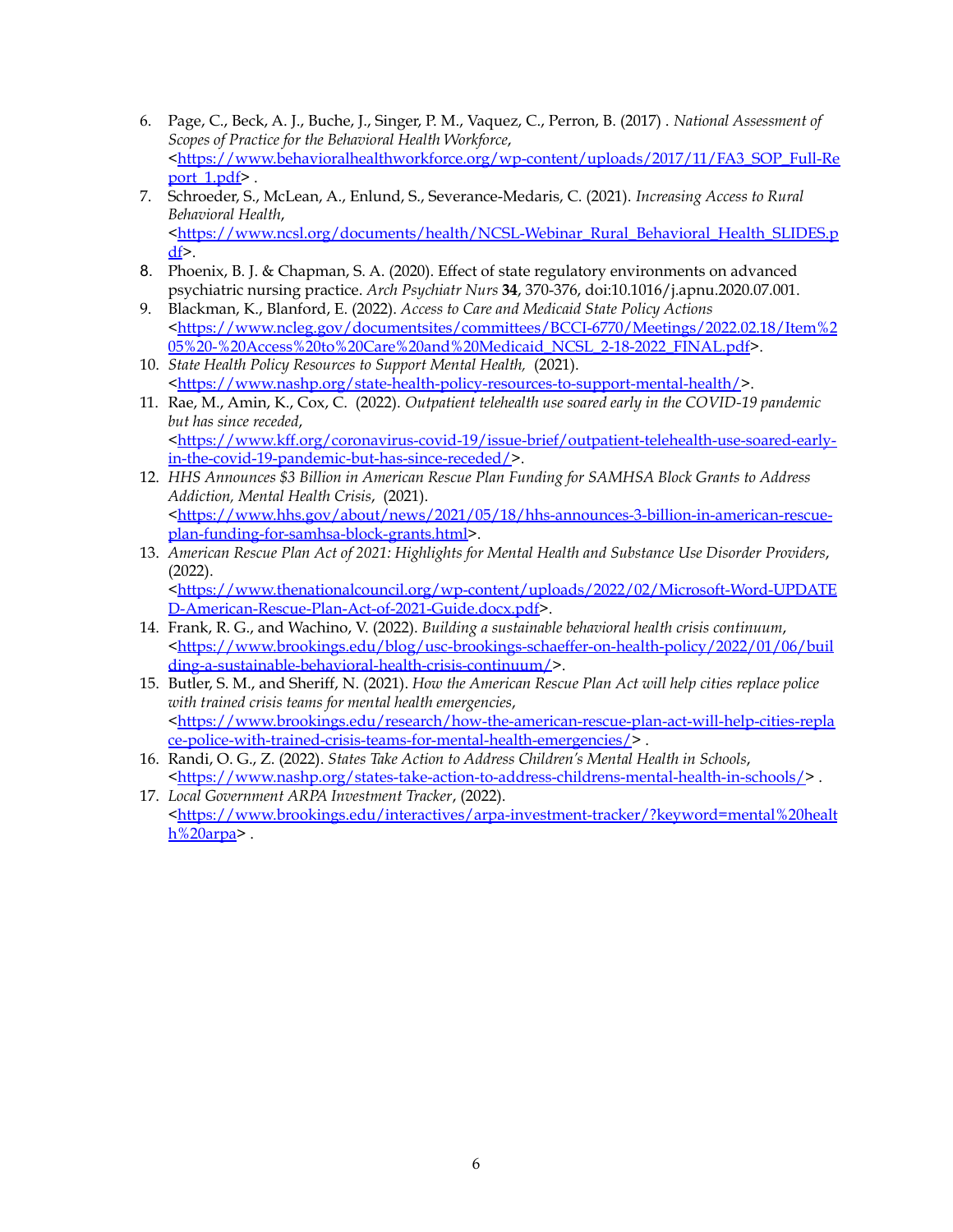6. Page, C., Beck, A. J., Buche, J., Singer, P. M., Vaquez, C., Perron, B. (2017) . *National Assessment of Scopes of Practice for the Behavioral Health Workforce*, <https://www.behavioralhealthworkforce.org/wp-content/uploads/2017/11/FA3_SOP_Full-Report_1.pdf> .
7. Schroeder, S., McLean, A., Enlund, S., Severance-Medaris, C. (2021). *Increasing Access to Rural Behavioral Health*, <https://www.ncsl.org/documents/health/NCSL-Webinar_Rural_Behavioral_Health_SLIDES.pdf>.
8. Phoenix, B. J. & Chapman, S. A. (2020). Effect of state regulatory environments on advanced psychiatric nursing practice. *Arch Psychiatr Nurs* **34**, 370-376, doi:10.1016/j.apnu.2020.07.001.
9. Blackman, K., Blanford, E. (2022). *Access to Care and Medicaid State Policy Actions* <https://www.ncleg.gov/documentsites/committees/BCCI-6770/Meetings/2022.02.18/Item%205%20-%20Access%20to%20Care%20and%20Medicaid_NCSL_2-18-2022_FINAL.pdf>.
10. *State Health Policy Resources to Support Mental Health,* (2021). <https://www.nashp.org/state-health-policy-resources-to-support-mental-health/>.
11. Rae, M., Amin, K., Cox, C. (2022). *Outpatient telehealth use soared early in the COVID-19 pandemic but has since receded*, <https://www.kff.org/coronavirus-covid-19/issue-brief/outpatient-telehealth-use-soared-early-in-the-covid-19-pandemic-but-has-since-receded/>.
12. *HHS Announces $3 Billion in American Rescue Plan Funding for SAMHSA Block Grants to Address Addiction, Mental Health Crisis*, (2021). <https://www.hhs.gov/about/news/2021/05/18/hhs-announces-3-billion-in-american-rescue-plan-funding-for-samhsa-block-grants.html>.
13. *American Rescue Plan Act of 2021: Highlights for Mental Health and Substance Use Disorder Providers*, (2022). <https://www.thenationalcouncil.org/wp-content/uploads/2022/02/Microsoft-Word-UPDATED-American-Rescue-Plan-Act-of-2021-Guide.docx.pdf>.
14. Frank, R. G., and Wachino, V. (2022). *Building a sustainable behavioral health crisis continuum*, <https://www.brookings.edu/blog/usc-brookings-schaeffer-on-health-policy/2022/01/06/building-a-sustainable-behavioral-health-crisis-continuum/>.
15. Butler, S. M., and Sheriff, N. (2021). *How the American Rescue Plan Act will help cities replace police with trained crisis teams for mental health emergencies*, <https://www.brookings.edu/research/how-the-american-rescue-plan-act-will-help-cities-replace-police-with-trained-crisis-teams-for-mental-health-emergencies/> .
16. Randi, O. G., Z. (2022). *States Take Action to Address Children's Mental Health in Schools*, <https://www.nashp.org/states-take-action-to-address-childrens-mental-health-in-schools/> .
17. *Local Government ARPA Investment Tracker*, (2022). <https://www.brookings.edu/interactives/arpa-investment-tracker/?keyword=mental%20health%20arpa> .